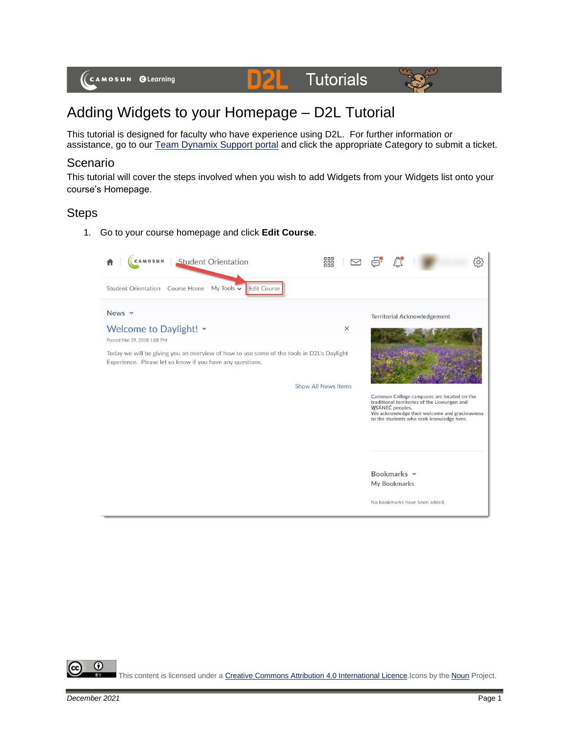# Adding Widgets to your Homepage – D2L Tutorial

This tutorial is designed for faculty who have experience using D2L. For further information or assistance, go to our Team Dynamix Support portal and click the appropriate Category to submit a ticket.

## Scenario

This tutorial will cover the steps involved when you wish to add Widgets from your Widgets list onto your course's Homepage.

## Steps

1. Go to your course homepage and click **Edit Course**.

This content is licensed under a Creative Commons Attribution 4.0 International Licence. Icons by the Noun Project.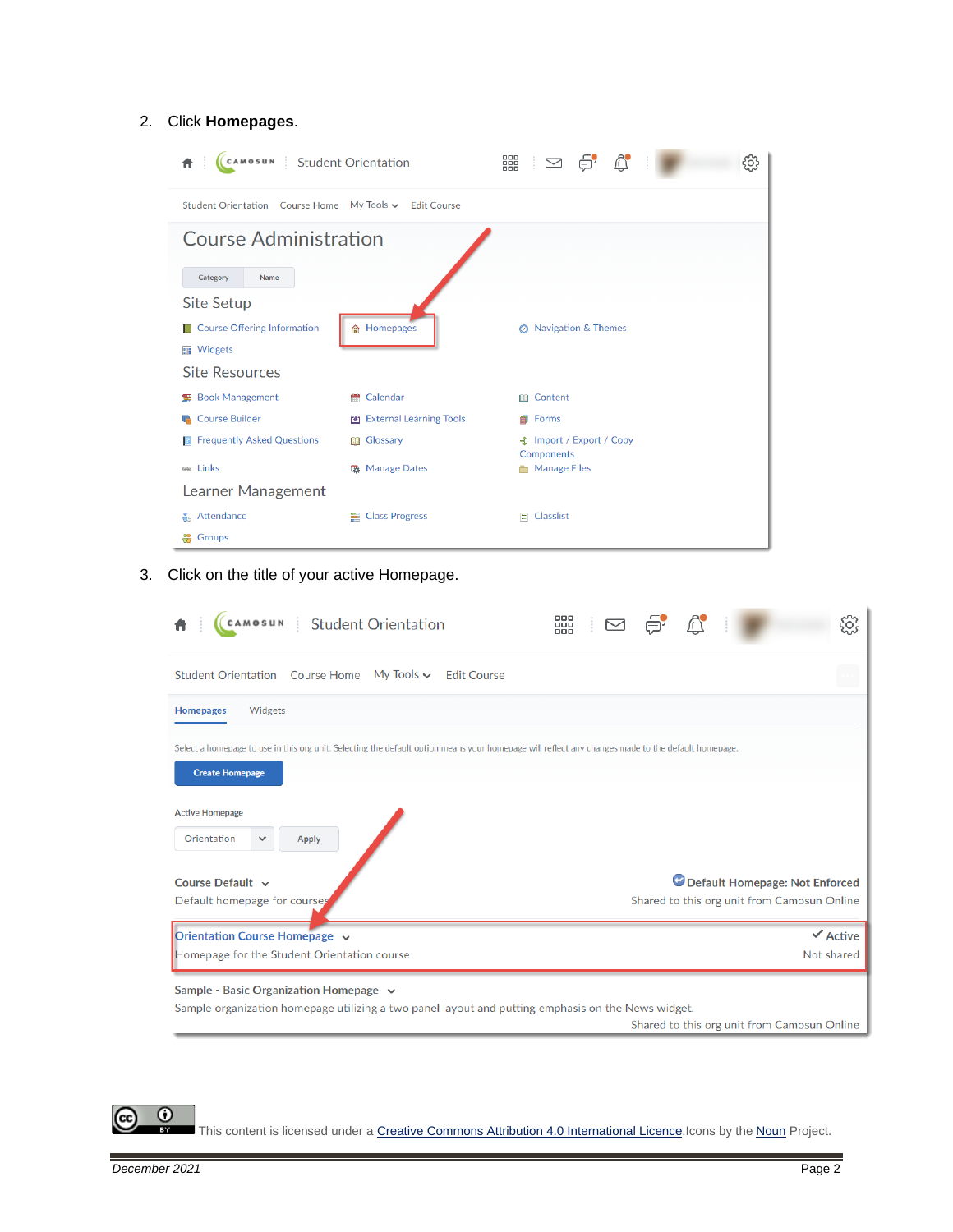2. Click **Homepages**.

3. Click on the title of your active Homepage.

This content is licensed under a Creative Commons Attribution 4.0 International Licence. Icons by the Noun Project.

*December 2021*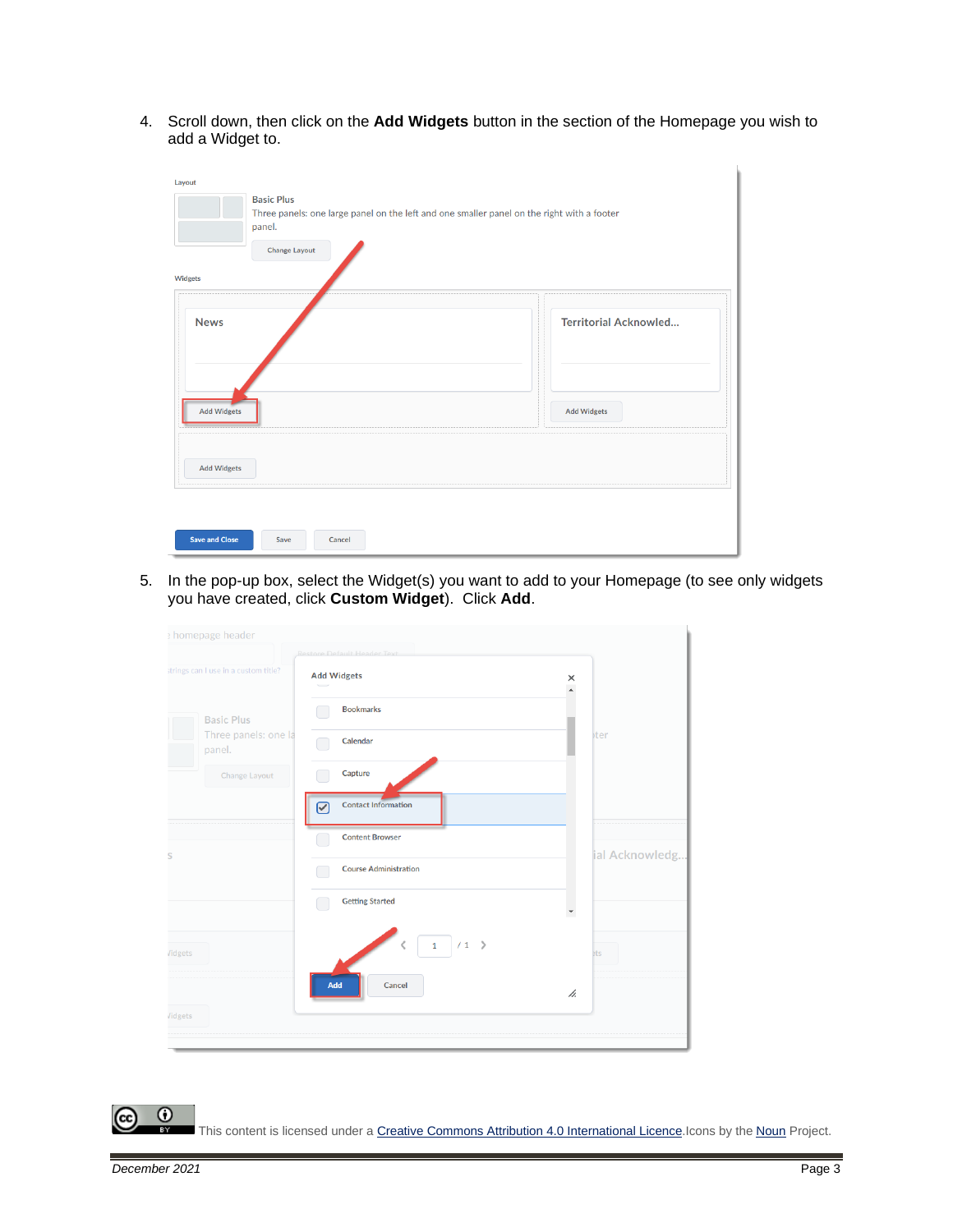4. Scroll down, then click on the **Add Widgets** button in the section of the Homepage you wish to add a Widget to.

5. In the pop-up box, select the Widget(s) you want to add to your Homepage (to see only widgets you have created, click **Custom Widget**). Click **Add**.

This content is licensed under a [Creative Commons Attribution 4.0 International Licence](). Icons by the [Noun]() Project.

*December 2021*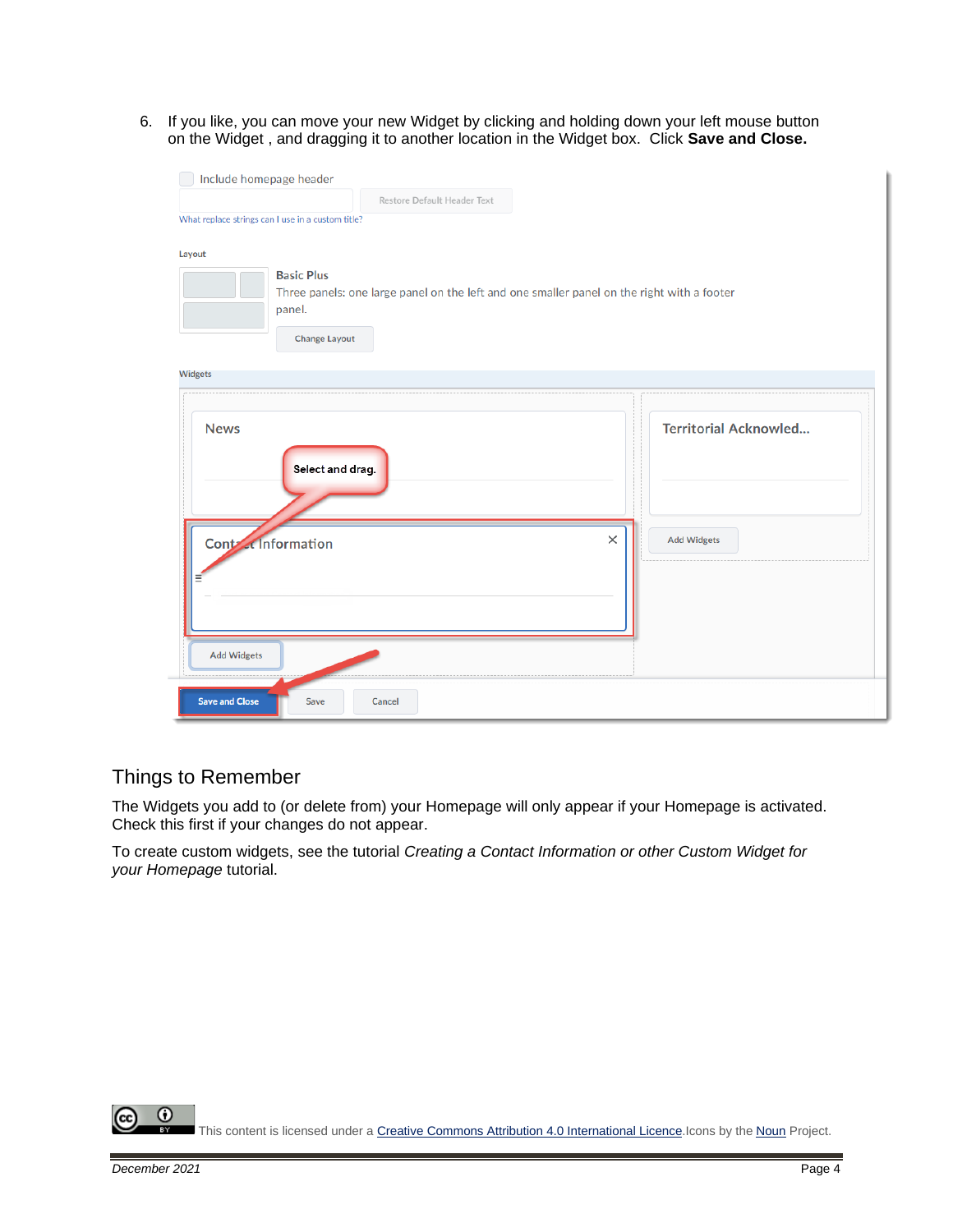6. If you like, you can move your new Widget by clicking and holding down your left mouse button on the Widget , and dragging it to another location in the Widget box. Click **Save and Close.**

## Things to Remember

The Widgets you add to (or delete from) your Homepage will only appear if your Homepage is activated. Check this first if your changes do not appear.

To create custom widgets, see the tutorial *Creating a Contact Information or other Custom Widget for your Homepage* tutorial.

This content is licensed under a Creative Commons Attribution 4.0 International Licence.Icons by the Noun Project.

December 2021